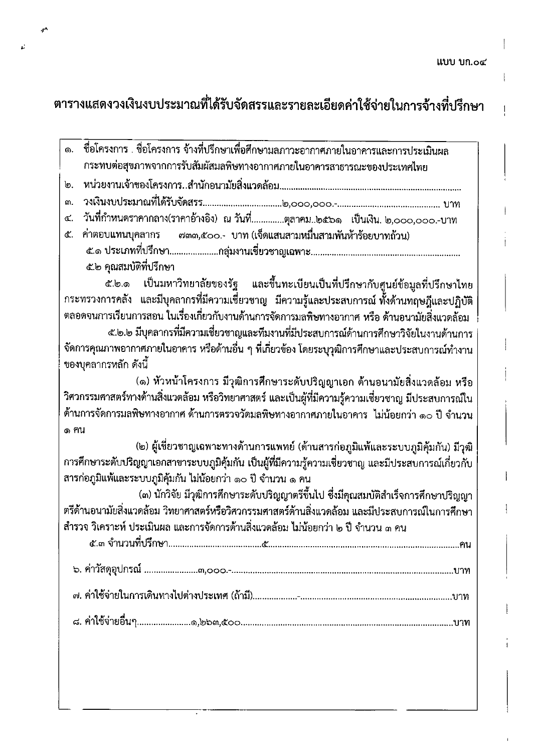แบบ บก.๐๔

# ตารางแสดงวงเงินงบประมาณที่ได้รับจัดสรรและรายละเอียดค่าใช้จ่ายในการจ้างที่ปรึกษา

๑. ชื่อโครงการ . ชื่อโครงการ จ้างที่ปรึกษาเพื่อศึกษามลภาวะอากาศภายในอาคารและการประเมินผลกระทบต่อสุขภาพจากการรับสัมผัสมลพิษทางอากาศภายในอาคารสาธารณะของประเทศไทย

๒. หน่วยงานเจ้าของโครงการ..สำนักอนามัยสิ่งแวดล้อม.................................................................................

๓. วงเงินงบประมาณที่ได้รับจัดสรร.................................๒,๐๐๐,๐๐๐.-............................................ บาท

๔. วันที่กำหนดราคากลาง(ราคาอ้างอิง) ณ วันที่..............ตุลาคม..๒๕๖๑ เป็นเงิน. ๒,๐๐๐,๐๐๐.-บาท

๕. ค่าตอบแทนบุคลากร ๗๓๓,๕๐๐.- บาท (เจ็ดแสนสามหมื่นสามพันห้าร้อยบาทถ้วน)

๕.๑ ประเภทที่ปรึกษา.....................กลุ่มงานเชี่ยวชาญเฉพาะ.................................................................

๕.๒ คุณสมบัติที่ปรึกษา

๕.๒.๑ เป็นมหาวิทยาลัยของรัฐ และขึ้นทะเบียนเป็นที่ปรึกษากับศูนย์ข้อมูลที่ปรึกษาไทย กระทรวงการคลัง และมีบุคลากรที่มีความเชี่ยวชาญ มีความรู้และประสบการณ์ ทั้งด้านทฤษฎีและปฏิบัติ ตลอดจนการเรียนการสอน ในเรื่องเกี่ยวกับงานด้านการจัดการมลพิษทางอากาศ หรือ ด้านอนามัยสิ่งแวดล้อม

๕.๒.๒ มีบุคลากรที่มีความเชี่ยวชาญและทีมงานที่มีประสบการณ์ด้านการศึกษาวิจัยในงานด้านการจัดการคุณภาพอากาศภายในอาคาร หรือด้านอื่น ๆ ที่เกี่ยวข้อง โดยระบุวุฒิการศึกษาและประสบการณ์ทำงานของบุคลากรหลัก ดังนี้

(๑) หัวหน้าโครงการ มีวุฒิการศึกษาระดับปริญญาเอก ด้านอนามัยสิ่งแวดล้อม หรือวิศวกรรมศาสตร์ทางด้านสิ่งแวดล้อม หรือวิทยาศาสตร์ และเป็นผู้ที่มีความรู้ความเชี่ยวชาญ มีประสบการณ์ในด้านการจัดการมลพิษทางอากาศ ด้านการตรวจวัดมลพิษทางอากาศภายในอาคาร ไม่น้อยกว่า ๑๐ ปี จำนวน ๑ คน

(๒) ผู้เชี่ยวชาญเฉพาะทางด้านการแพทย์ (ด้านสารก่อภูมิแพ้และระบบภูมิคุ้มกัน) มีวุฒิการศึกษาระดับปริญญาเอกสาขาระบบภูมิคุ้มกัน เป็นผู้ที่มีความรู้ความเชี่ยวชาญ และมีประสบการณ์เกี่ยวกับสารก่อภูมิแพ้และระบบภูมิคุ้มกัน ไม่น้อยกว่า ๑๐ ปี จำนวน ๑ คน

(๓) นักวิจัย มีวุฒิการศึกษาระดับปริญญาตรีขึ้นไป ซึ่งมีคุณสมบัติสำเร็จการศึกษาปริญญาตรีด้านอนามัยสิ่งแวดล้อม วิทยาศาสตร์หรือวิศวกรรมศาสตร์ด้านสิ่งแวดล้อม และมีประสบการณ์ในการศึกษา สำรวจ วิเคราะห์ ประเมินผล และการจัดการด้านสิ่งแวดล้อม ไม่น้อยกว่า ๒ ปี จำนวน ๓ คน

๕.๓ จำนวนที่ปรึกษา........................................๕.................................................................คน

๖. ค่าวัสดุอุปกรณ์ .......................๓,๐๐๐.-..............................................................................บาท

๗. ค่าใช้จ่ายในการเดินทางไปต่างประเทศ (ถ้ามี)..................-................................................บาท

๘. ค่าใช้จ่ายอื่นๆ.......................๑,๒๖๓,๕๐๐..........................................................................บาท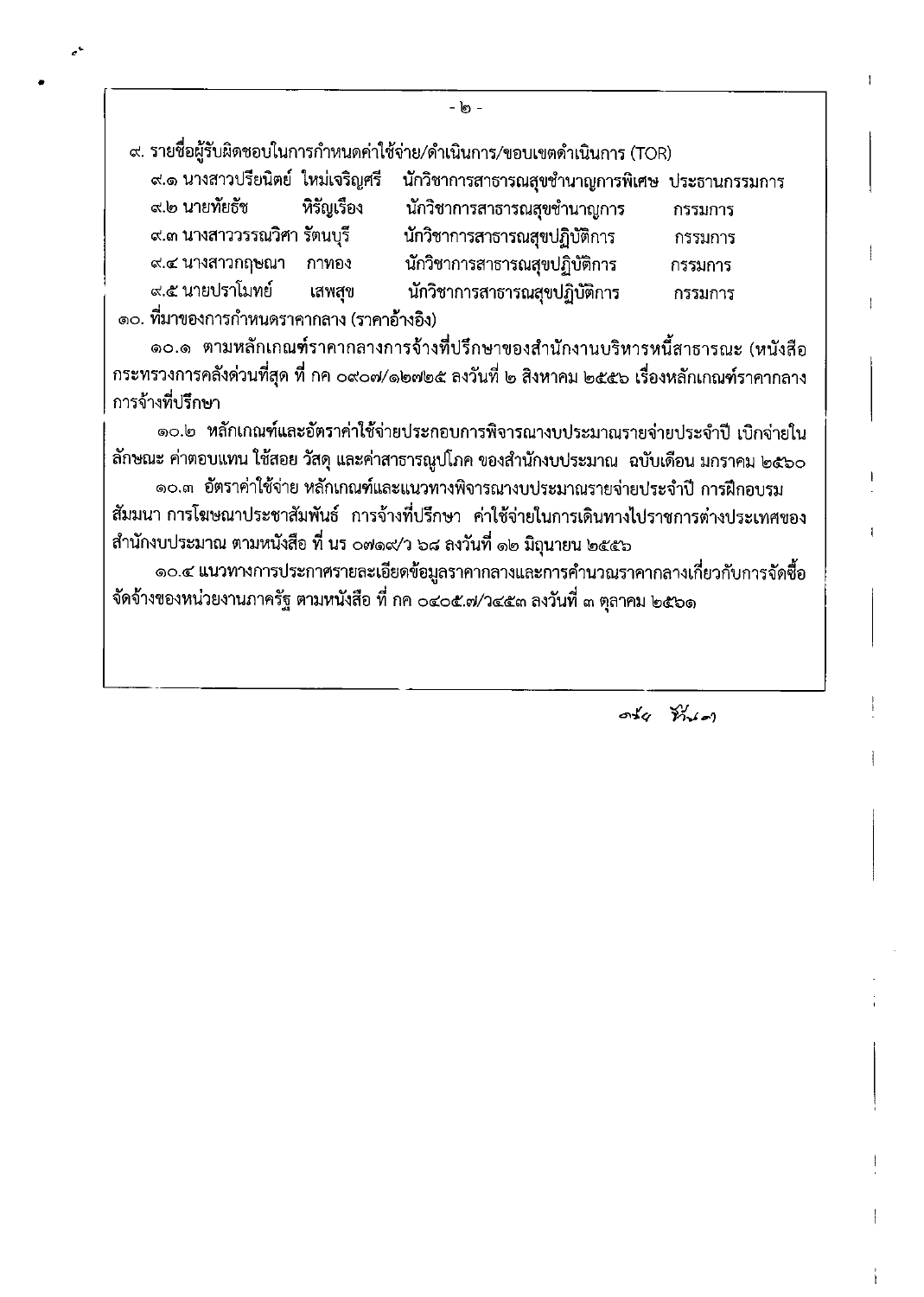๙. รายชื่อผู้รับผิดชอบในการกำหนดค่าใช้จ่าย/ดำเนินการ/ขอบเขตดำเนินการ (TOR)

| | | | |
|---|---|---|---|
| ๙.๑ นางสาวปรียนิตย์ ใหม่เจริญศรี | | นักวิชาการสาธารณสุขชำนาญการพิเศษ | ประธานกรรมการ |
| ๙.๒ นายทัยธัช | หิรัญเรือง | นักวิชาการสาธารณสุขชำนาญการ | กรรมการ |
| ๙.๓ นางสาววรรณวิศา รัตนบุรี | | นักวิชาการสาธารณสุขปฏิบัติการ | กรรมการ |
| ๙.๔ นางสาวกฤษณา | กาทอง | นักวิชาการสาธารณสุขปฏิบัติการ | กรรมการ |
| ๙.๕ นายปราโมทย์ | เสพสุข | นักวิชาการสาธารณสุขปฏิบัติการ | กรรมการ |

๑๐. ที่มาของการกำหนดราคากลาง (ราคาอ้างอิง)

๑๐.๑ ตามหลักเกณฑ์ราคากลางการจ้างที่ปรึกษาของสำนักงานบริหารหนี้สาธารณะ (หนังสือกระทรวงการคลังด่วนที่สุด ที่ กค ๐๙๐๗/๑๒๗๒๕ ลงวันที่ ๒ สิงหาคม ๒๕๕๖ เรื่องหลักเกณฑ์ราคากลางการจ้างที่ปรึกษา

๑๐.๒ หลักเกณฑ์และอัตราค่าใช้จ่ายประกอบการพิจารณางบประมาณรายจ่ายประจำปี เบิกจ่ายในลักษณะ ค่าตอบแทน ใช้สอย วัสดุ และค่าสาธารณูปโภค ของสำนักงบประมาณ ฉบับเดือน มกราคม ๒๕๖๐

๑๐.๓ อัตราค่าใช้จ่าย หลักเกณฑ์และแนวทางพิจารณางบประมาณรายจ่ายประจำปี การฝึกอบรม สัมมนา การโฆษณาประชาสัมพันธ์ การจ้างที่ปรึกษา ค่าใช้จ่ายในการเดินทางไปราชการต่างประเทศของสำนักงบประมาณ ตามหนังสือ ที่ นร ๐๗๑๙/ว ๖๘ ลงวันที่ ๑๒ มิถุนายน ๒๕๕๖

๑๐.๔ แนวทางการประกาศรายละเอียดข้อมูลราคากลางและการคำนวณราคากลางเกี่ยวกับการจัดซื้อจัดจ้างของหน่วยงานภาครัฐ ตามหนังสือ ที่ กค ๐๔๐๕.๗/ว๔๕๓ ลงวันที่ ๓ ตุลาคม ๒๕๖๑